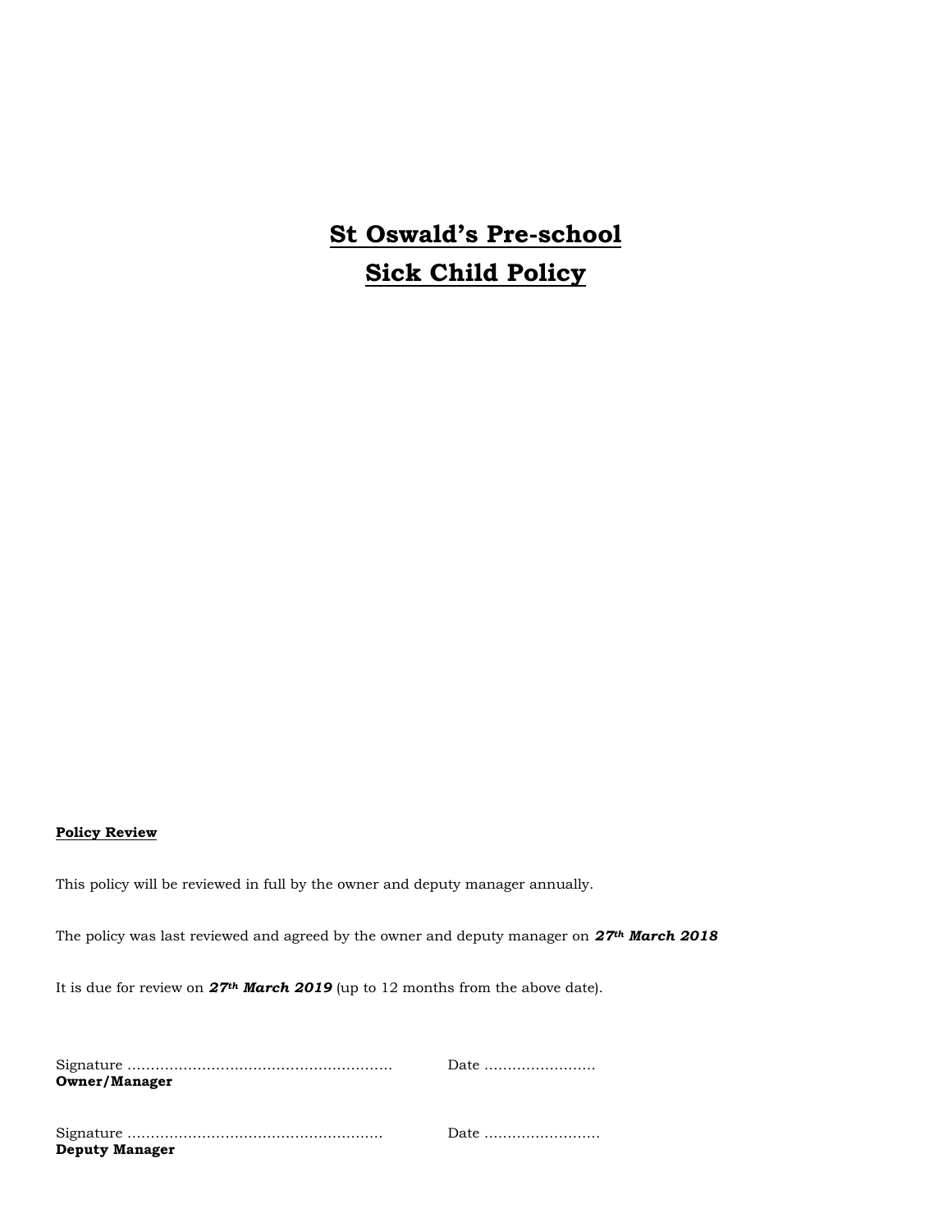# St Oswald's Pre-school
# Sick Child Policy

**Policy Review**

This policy will be reviewed in full by the owner and deputy manager annually.

The policy was last reviewed and agreed by the owner and deputy manager on ***27th March 2018***

It is due for review on ***27th March 2019*** (up to 12 months from the above date).

Signature ………………………………………………… Date ……………………
**Owner/Manager**

Signature ……………………………………………… Date ……………………
**Deputy Manager**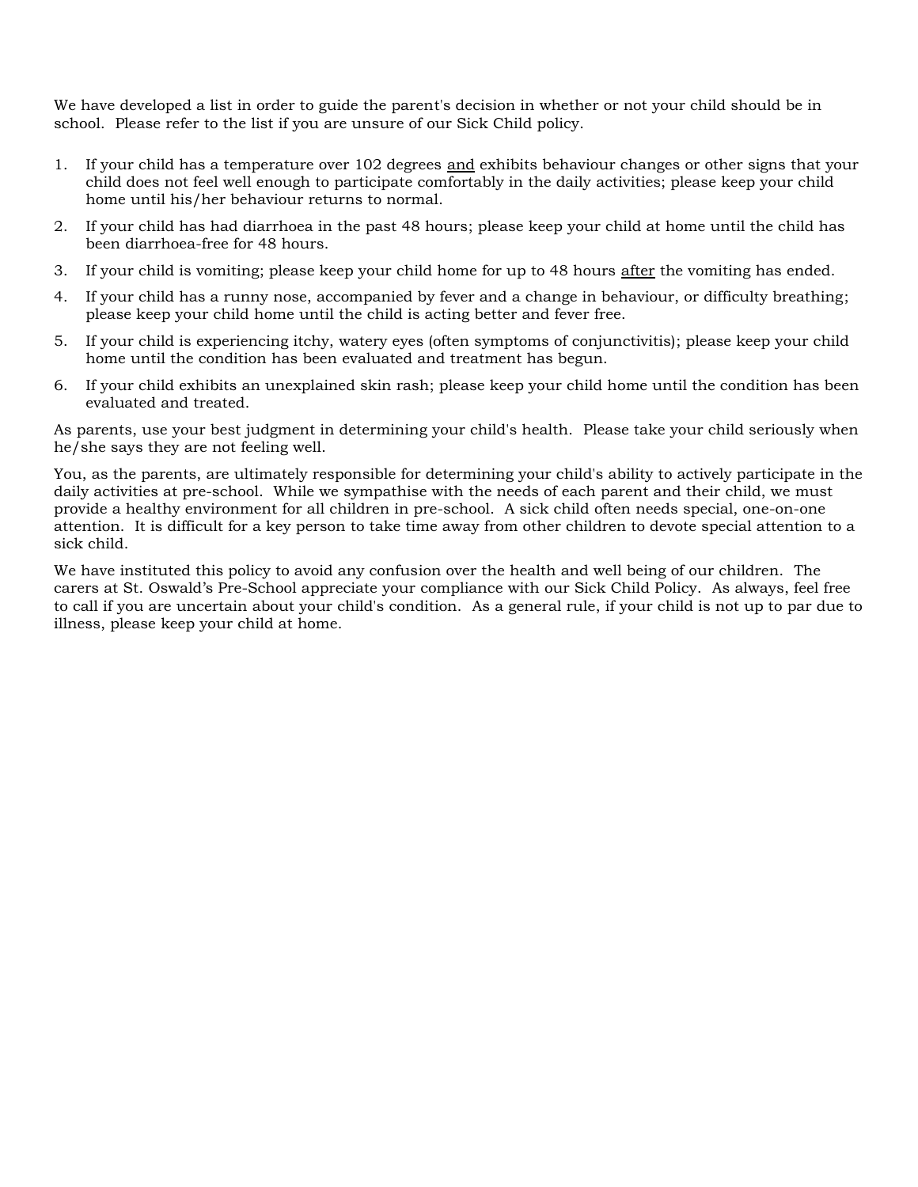We have developed a list in order to guide the parent's decision in whether or not your child should be in school. Please refer to the list if you are unsure of our Sick Child policy.

1. If your child has a temperature over 102 degrees <u>and</u> exhibits behaviour changes or other signs that your child does not feel well enough to participate comfortably in the daily activities; please keep your child home until his/her behaviour returns to normal.
2. If your child has had diarrhoea in the past 48 hours; please keep your child at home until the child has been diarrhoea-free for 48 hours.
3. If your child is vomiting; please keep your child home for up to 48 hours <u>after</u> the vomiting has ended.
4. If your child has a runny nose, accompanied by fever and a change in behaviour, or difficulty breathing; please keep your child home until the child is acting better and fever free.
5. If your child is experiencing itchy, watery eyes (often symptoms of conjunctivitis); please keep your child home until the condition has been evaluated and treatment has begun.
6. If your child exhibits an unexplained skin rash; please keep your child home until the condition has been evaluated and treated.

As parents, use your best judgment in determining your child's health. Please take your child seriously when he/she says they are not feeling well.

You, as the parents, are ultimately responsible for determining your child's ability to actively participate in the daily activities at pre-school. While we sympathise with the needs of each parent and their child, we must provide a healthy environment for all children in pre-school. A sick child often needs special, one-on-one attention. It is difficult for a key person to take time away from other children to devote special attention to a sick child.

We have instituted this policy to avoid any confusion over the health and well being of our children. The carers at St. Oswald's Pre-School appreciate your compliance with our Sick Child Policy. As always, feel free to call if you are uncertain about your child's condition. As a general rule, if your child is not up to par due to illness, please keep your child at home.